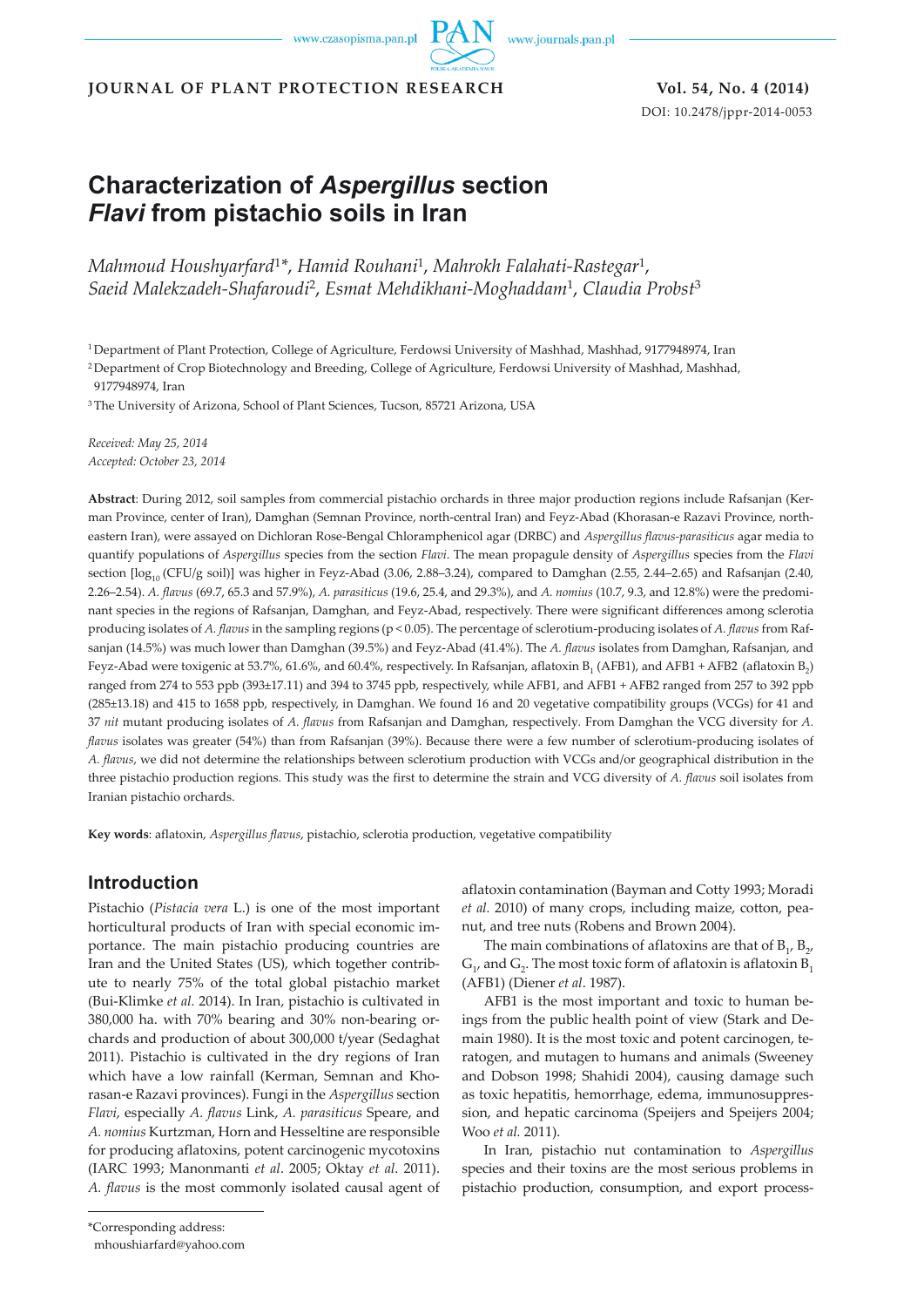# Characterization of *Aspergillus* section *Flavi* from pistachio soils in Iran

*Mahmoud Houshyarfard*[1]\*, *Hamid Rouhani*[1], *Mahrokh Falahati-Rastegar*[1], *Saeid Malekzadeh-Shafaroudi*[2], *Esmat Mehdikhani-Moghaddam*[1], *Claudia Probst*[3]

[1] Department of Plant Protection, College of Agriculture, Ferdowsi University of Mashhad, Mashhad, 9177948974, Iran

[2] Department of Crop Biotechnology and Breeding, College of Agriculture, Ferdowsi University of Mashhad, Mashhad, 9177948974, Iran

[3] The University of Arizona, School of Plant Sciences, Tucson, 85721 Arizona, USA

*Received: May 25, 2014*
*Accepted: October 23, 2014*

**Abstract**: During 2012, soil samples from commercial pistachio orchards in three major production regions include Rafsanjan (Kerman Province, center of Iran), Damghan (Semnan Province, north-central Iran) and Feyz-Abad (Khorasan-e Razavi Province, north-eastern Iran), were assayed on Dichloran Rose-Bengal Chloramphenicol agar (DRBC) and *Aspergillus flavus-parasiticus* agar media to quantify populations of *Aspergillus* species from the section *Flavi*. The mean propagule density of *Aspergillus* species from the *Flavi* section [$\log_{10}$ (CFU/g soil)] was higher in Feyz-Abad (3.06, 2.88–3.24), compared to Damghan (2.55, 2.44–2.65) and Rafsanjan (2.40, 2.26–2.54). *A. flavus* (69.7, 65.3 and 57.9%), *A. parasiticus* (19.6, 25.4, and 29.3%), and *A. nomius* (10.7, 9.3, and 12.8%) were the predominant species in the regions of Rafsanjan, Damghan, and Feyz-Abad, respectively. There were significant differences among sclerotia producing isolates of *A. flavus* in the sampling regions ($p < 0.05$). The percentage of sclerotium-producing isolates of *A. flavus* from Rafsanjan (14.5%) was much lower than Damghan (39.5%) and Feyz-Abad (41.4%). The *A. flavus* isolates from Damghan, Rafsanjan, and Feyz-Abad were toxigenic at 53.7%, 61.6%, and 60.4%, respectively. In Rafsanjan, aflatoxin $B_1$ (AFB1), and AFB1 + AFB2 (aflatoxin $B_2$) ranged from 274 to 553 ppb (393±17.11) and 394 to 3745 ppb, respectively, while AFB1, and AFB1 + AFB2 ranged from 257 to 392 ppb (285±13.18) and 415 to 1658 ppb, respectively, in Damghan. We found 16 and 20 vegetative compatibility groups (VCGs) for 41 and 37 *nit* mutant producing isolates of *A. flavus* from Rafsanjan and Damghan, respectively. From Damghan the VCG diversity for *A. flavus* isolates was greater (54%) than from Rafsanjan (39%). Because there were a few number of sclerotium-producing isolates of *A. flavus*, we did not determine the relationships between sclerotium production with VCGs and/or geographical distribution in the three pistachio production regions. This study was the first to determine the strain and VCG diversity of *A. flavus* soil isolates from Iranian pistachio orchards.

**Key words**: aflatoxin, *Aspergillus flavus*, pistachio, sclerotia production, vegetative compatibility

## Introduction

Pistachio (*Pistacia vera* L.) is one of the most important horticultural products of Iran with special economic importance. The main pistachio producing countries are Iran and the United States (US), which together contribute to nearly 75% of the total global pistachio market (Bui-Klimke *et al.* 2014). In Iran, pistachio is cultivated in 380,000 ha. with 70% bearing and 30% non-bearing orchards and production of about 300,000 t/year (Sedaghat 2011). Pistachio is cultivated in the dry regions of Iran which have a low rainfall (Kerman, Semnan and Khorasan-e Razavi provinces). Fungi in the *Aspergillus* section *Flavi*, especially *A. flavus* Link, *A. parasiticus* Speare, and *A. nomius* Kurtzman, Horn and Hesseltine are responsible for producing aflatoxins, potent carcinogenic mycotoxins (IARC 1993; Manonmanti *et al*. 2005; Oktay *et al*. 2011). *A. flavus* is the most commonly isolated causal agent of aflatoxin contamination (Bayman and Cotty 1993; Moradi *et al.* 2010) of many crops, including maize, cotton, peanut, and tree nuts (Robens and Brown 2004).

The main combinations of aflatoxins are that of $B_1$, $B_2$, $G_1$, and $G_2$. The most toxic form of aflatoxin is aflatoxin $B_1$ (AFB1) (Diener *et al*. 1987).

AFB1 is the most important and toxic to human beings from the public health point of view (Stark and Demain 1980). It is the most toxic and potent carcinogen, teratogen, and mutagen to humans and animals (Sweeney and Dobson 1998; Shahidi 2004), causing damage such as toxic hepatitis, hemorrhage, edema, immunosuppression, and hepatic carcinoma (Speijers and Speijers 2004; Woo *et al.* 2011).

In Iran, pistachio nut contamination to *Aspergillus* species and their toxins are the most serious problems in pistachio production, consumption, and export process-

\*Corresponding address:
mhoushiarfard@yahoo.com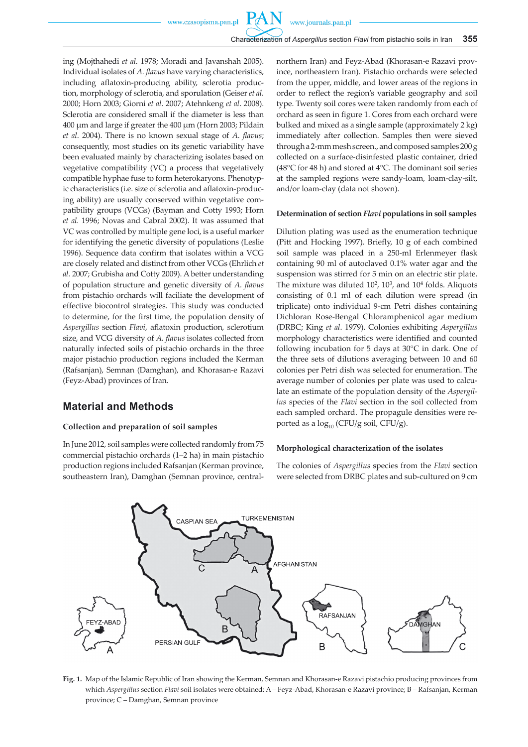ing (Mojthahedi *et al.* 1978; Moradi and Javanshah 2005). Individual isolates of *A. flavus* have varying characteristics, including aflatoxin-producing ability, sclerotia production, morphology of sclerotia, and sporulation (Geiser *et al*. 2000; Horn 2003; Giorni *et al*. 2007; Atehnkeng *et al*. 2008). Sclerotia are considered small if the diameter is less than 400 µm and large if greater the 400 µm (Horn 2003; Pildain *et al*. 2004). There is no known sexual stage of *A. flavus*; consequently, most studies on its genetic variability have been evaluated mainly by characterizing isolates based on vegetative compatibility (VC) a process that vegetatively compatible hyphae fuse to form heterokaryons. Phenotypic characteristics (i.e. size of sclerotia and aflatoxin-producing ability) are usually conserved within vegetative compatibility groups (VCGs) (Bayman and Cotty 1993; Horn *et al.* 1996; Novas and Cabral 2002). It was assumed that VC was controlled by multiple gene loci, is a useful marker for identifying the genetic diversity of populations (Leslie 1996). Sequence data confirm that isolates within a VCG are closely related and distinct from other VCGs (Ehrlich *et al.* 2007; Grubisha and Cotty 2009). A better understanding of population structure and genetic diversity of *A. flavus* from pistachio orchards will faciliate the development of effective biocontrol strategies. This study was conducted to determine, for the first time, the population density of *Aspergillus* section *Flavi*, aflatoxin production, sclerotium size, and VCG diversity of *A. flavus* isolates collected from naturally infected soils of pistachio orchards in the three major pistachio production regions included the Kerman (Rafsanjan), Semnan (Damghan), and Khorasan-e Razavi (Feyz-Abad) provinces of Iran.

## Material and Methods

### Collection and preparation of soil samples

In June 2012, soil samples were collected randomly from 75 commercial pistachio orchards (1–2 ha) in main pistachio production regions included Rafsanjan (Kerman province, southeastern Iran), Damghan (Semnan province, central-northern Iran) and Feyz-Abad (Khorasan-e Razavi province, northeastern Iran). Pistachio orchards were selected from the upper, middle, and lower areas of the regions in order to reflect the region's variable geography and soil type. Twenty soil cores were taken randomly from each of orchard as seen in figure 1. Cores from each orchard were bulked and mixed as a single sample (approximately 2 kg) immediately after collection. Samples then were sieved through a 2-mm mesh screen., and composed samples 200 g collected on a surface-disinfested plastic container, dried (48°C for 48 h) and stored at 4°C. The dominant soil series at the sampled regions were sandy-loam, loam-clay-silt, and/or loam-clay (data not shown).

### Determination of section *Flavi* populations in soil samples

Dilution plating was used as the enumeration technique (Pitt and Hocking 1997). Briefly, 10 g of each combined soil sample was placed in a 250-ml Erlenmeyer flask containing 90 ml of autoclaved 0.1% water agar and the suspension was stirred for 5 min on an electric stir plate. The mixture was diluted $10^2$, $10^3$, and $10^4$ folds. Aliquots consisting of 0.1 ml of each dilution were spread (in triplicate) onto individual 9-cm Petri dishes containing Dichloran Rose-Bengal Chloramphenicol agar medium (DRBC; King *et al.* 1979). Colonies exhibiting *Aspergillus* morphology characteristics were identified and counted following incubation for 5 days at 30°C in dark. One of the three sets of dilutions averaging between 10 and 60 colonies per Petri dish was selected for enumeration. The average number of colonies per plate was used to calculate an estimate of the population density of the *Aspergillus* species of the *Flavi* section in the soil collected from each sampled orchard. The propagule densities were reported as a $\log_{10}$ (CFU/g soil, CFU/g).

### Morphological characterization of the isolates

The colonies of *Aspergillus* species from the *Flavi* section were selected from DRBC plates and sub-cultured on 9 cm

Fig. 1. Map of the Islamic Republic of Iran showing the Kerman, Semnan and Khorasan-e Razavi pistachio producing provinces from which *Aspergillus* section *Flavi* soil isolates were obtained: A – Feyz-Abad, Khorasan-e Razavi province; B – Rafsanjan, Kerman province; C – Damghan, Semnan province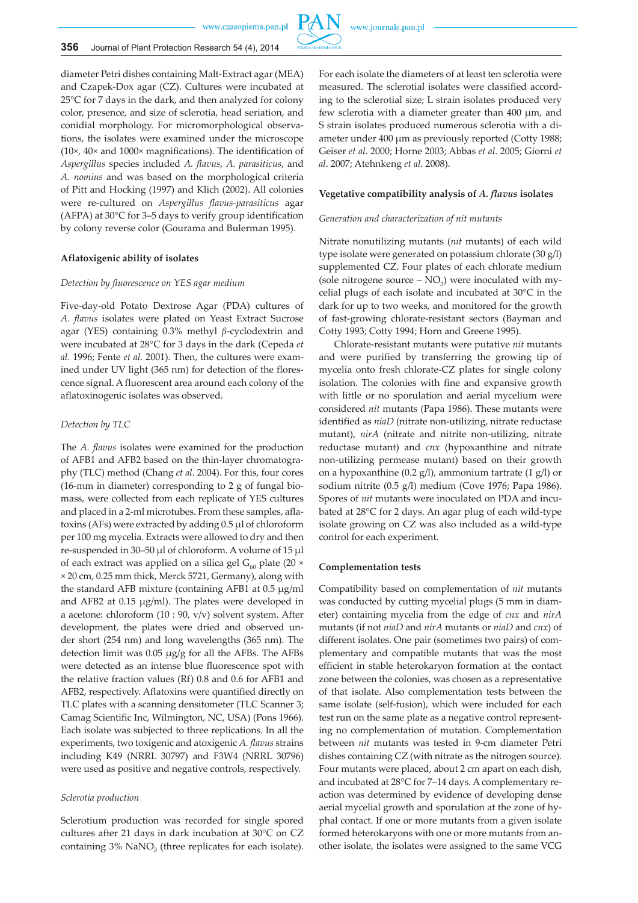diameter Petri dishes containing Malt-Extract agar (MEA) and Czapek-Dox agar (CZ). Cultures were incubated at 25°C for 7 days in the dark, and then analyzed for colony color, presence, and size of sclerotia, head seriation, and conidial morphology. For micromorphological observations, the isolates were examined under the microscope (10×, 40× and 1000× magnifications). The identification of *Aspergillus* species included *A. flavus*, *A. parasiticus*, and *A. nomius* and was based on the morphological criteria of Pitt and Hocking (1997) and Klich (2002). All colonies were re-cultured on *Aspergillus flavus-parasiticus* agar (AFPA) at 30°C for 3–5 days to verify group identification by colony reverse color (Gourama and Bulerman 1995).

### Aflatoxigenic ability of isolates

*Detection by fluorescence on YES agar medium*

Five-day-old Potato Dextrose Agar (PDA) cultures of *A. flavus* isolates were plated on Yeast Extract Sucrose agar (YES) containing 0.3% methyl β-cyclodextrin and were incubated at 28°C for 3 days in the dark (Cepeda *et al.* 1996; Fente *et al.* 2001). Then, the cultures were examined under UV light (365 nm) for detection of the florescence signal. A fluorescent area around each colony of the aflatoxinogenic isolates was observed.

*Detection by TLC*

The *A. flavus* isolates were examined for the production of AFB1 and AFB2 based on the thin-layer chromatography (TLC) method (Chang *et al*. 2004). For this, four cores (16-mm in diameter) corresponding to 2 g of fungal biomass, were collected from each replicate of YES cultures and placed in a 2-ml microtubes. From these samples, aflatoxins (AFs) were extracted by adding 0.5 µl of chloroform per 100 mg mycelia. Extracts were allowed to dry and then re-suspended in 30–50 µl of chloroform. A volume of 15 µl of each extract was applied on a silica gel $G_{60}$ plate (20 × × 20 cm, 0.25 mm thick, Merck 5721, Germany), along with the standard AFB mixture (containing AFB1 at 0.5 µg/ml and AFB2 at 0.15 µg/ml). The plates were developed in a acetone: chloroform (10 : 90, v/v) solvent system. After development, the plates were dried and observed under short (254 nm) and long wavelengths (365 nm). The detection limit was 0.05 µg/g for all the AFBs. The AFBs were detected as an intense blue fluorescence spot with the relative fraction values (Rf) 0.8 and 0.6 for AFB1 and AFB2, respectively. Aflatoxins were quantified directly on TLC plates with a scanning densitometer (TLC Scanner 3; Camag Scientific Inc, Wilmington, NC, USA) (Pons 1966). Each isolate was subjected to three replications. In all the experiments, two toxigenic and atoxigenic *A. flavus* strains including K49 (NRRL 30797) and F3W4 (NRRL 30796) were used as positive and negative controls, respectively.

*Sclerotia production*

Sclerotium production was recorded for single spored cultures after 21 days in dark incubation at 30°C on CZ containing 3% $NaNO_3$ (three replicates for each isolate). For each isolate the diameters of at least ten sclerotia were measured. The sclerotial isolates were classified according to the sclerotial size; L strain isolates produced very few sclerotia with a diameter greater than 400 µm, and S strain isolates produced numerous sclerotia with a diameter under 400 µm as previously reported (Cotty 1988; Geiser *et al*. 2000; Horne 2003; Abbas *et al*. 2005; Giorni *et al*. 2007; Atehnkeng *et al*. 2008).

### Vegetative compatibility analysis of *A. flavus* isolates

*Generation and characterization of nit mutants*

Nitrate nonutilizing mutants (*nit* mutants) of each wild type isolate were generated on potassium chlorate (30 g/l) supplemented CZ. Four plates of each chlorate medium (sole nitrogene source – $NO_3$) were inoculated with mycelial plugs of each isolate and incubated at 30°C in the dark for up to two weeks, and monitored for the growth of fast-growing chlorate-resistant sectors (Bayman and Cotty 1993; Cotty 1994; Horn and Greene 1995).

Chlorate-resistant mutants were putative *nit* mutants and were purified by transferring the growing tip of mycelia onto fresh chlorate-CZ plates for single colony isolation. The colonies with fine and expansive growth with little or no sporulation and aerial mycelium were considered *nit* mutants (Papa 1986). These mutants were identified as *niaD* (nitrate non-utilizing, nitrate reductase mutant), *nirA* (nitrate and nitrite non-utilizing, nitrate reductase mutant) and *cnx* (hypoxanthine and nitrate non-utilizing permease mutant) based on their growth on a hypoxanthine (0.2 g/l), ammonium tartrate (1 g/l) or sodium nitrite (0.5 g/l) medium (Cove 1976; Papa 1986). Spores of *nit* mutants were inoculated on PDA and incubated at 28°C for 2 days. An agar plug of each wild-type isolate growing on CZ was also included as a wild-type control for each experiment.

### Complementation tests

Compatibility based on complementation of *nit* mutants was conducted by cutting mycelial plugs (5 mm in diameter) containing mycelia from the edge of *cnx* and *nirA* mutants (if not *niaD* and *nirA* mutants or *niaD* and *cnx*) of different isolates. One pair (sometimes two pairs) of complementary and compatible mutants that was the most efficient in stable heterokaryon formation at the contact zone between the colonies, was chosen as a representative of that isolate. Also complementation tests between the same isolate (self-fusion), which were included for each test run on the same plate as a negative control representing no complementation of mutation. Complementation between *nit* mutants was tested in 9-cm diameter Petri dishes containing CZ (with nitrate as the nitrogen source). Four mutants were placed, about 2 cm apart on each dish, and incubated at 28°C for 7–14 days. A complementary reaction was determined by evidence of developing dense aerial mycelial growth and sporulation at the zone of hyphal contact. If one or more mutants from a given isolate formed heterokaryons with one or more mutants from another isolate, the isolates were assigned to the same VCG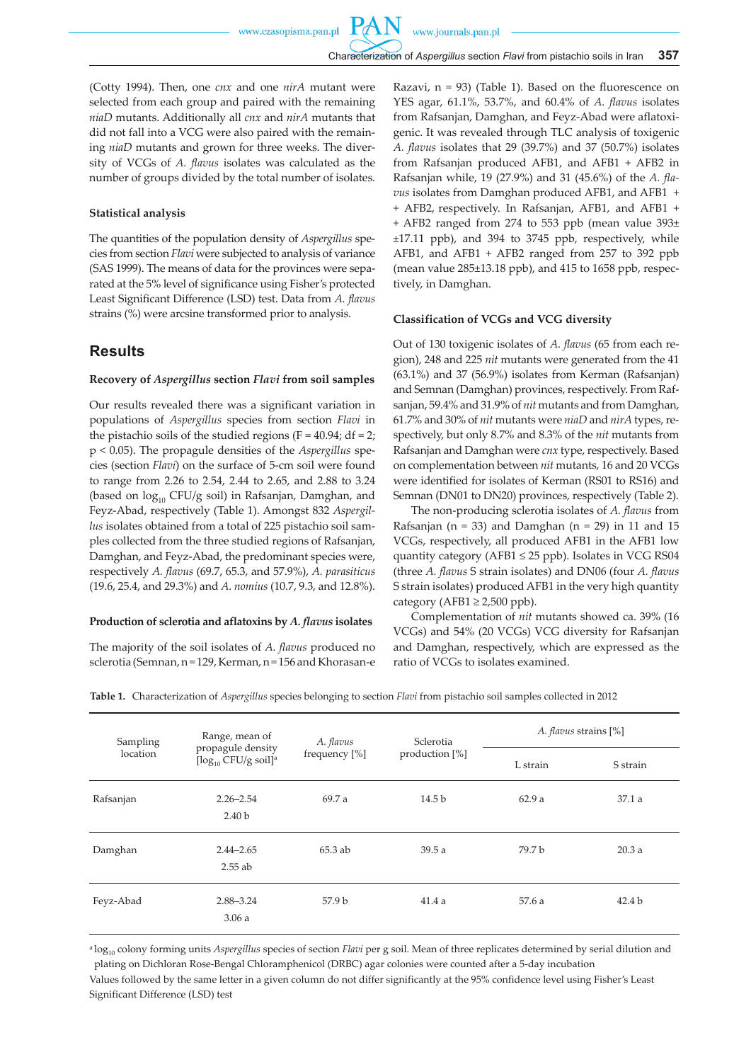(Cotty 1994). Then, one *cnx* and one *nirA* mutant were selected from each group and paired with the remaining *niaD* mutants. Additionally all *cnx* and *nirA* mutants that did not fall into a VCG were also paired with the remaining *niaD* mutants and grown for three weeks. The diversity of VCGs of *A. flavus* isolates was calculated as the number of groups divided by the total number of isolates.

#### Statistical analysis

The quantities of the population density of *Aspergillus* species from section *Flavi* were subjected to analysis of variance (SAS 1999). The means of data for the provinces were separated at the 5% level of significance using Fisher's protected Least Significant Difference (LSD) test. Data from *A. flavus* strains (%) were arcsine transformed prior to analysis.

## Results

#### Recovery of *Aspergillus* section *Flavi* from soil samples

Our results revealed there was a significant variation in populations of *Aspergillus* species from section *Flavi* in the pistachio soils of the studied regions ($F = 40.94$; $df = 2$; $p < 0.05$). The propagule densities of the *Aspergillus* species (section *Flavi*) on the surface of 5-cm soil were found to range from 2.26 to 2.54, 2.44 to 2.65, and 2.88 to 3.24 (based on $\log_{10}$ CFU/g soil) in Rafsanjan, Damghan, and Feyz-Abad, respectively (Table 1). Amongst 832 *Aspergillus* isolates obtained from a total of 225 pistachio soil samples collected from the three studied regions of Rafsanjan, Damghan, and Feyz-Abad, the predominant species were, respectively *A. flavus* (69.7, 65.3, and 57.9%), *A. parasiticus* (19.6, 25.4, and 29.3%) and *A. nomius* (10.7, 9.3, and 12.8%).

#### Production of sclerotia and aflatoxins by *A. flavus* isolates

The majority of the soil isolates of *A. flavus* produced no sclerotia (Semnan, n = 129, Kerman, n = 156 and Khorasan-e Razavi, n = 93) (Table 1). Based on the fluorescence on YES agar, 61.1%, 53.7%, and 60.4% of *A. flavus* isolates from Rafsanjan, Damghan, and Feyz-Abad were aflatoxigenic. It was revealed through TLC analysis of toxigenic *A. flavus* isolates that 29 (39.7%) and 37 (50.7%) isolates from Rafsanjan produced AFB1, and AFB1 + AFB2 in Rafsanjan while, 19 (27.9%) and 31 (45.6%) of the *A. flavus* isolates from Damghan produced AFB1, and AFB1 + + AFB2, respectively. In Rafsanjan, AFB1, and AFB1 + + AFB2 ranged from 274 to 553 ppb (mean value 393± ±17.11 ppb), and 394 to 3745 ppb, respectively, while AFB1, and AFB1 + AFB2 ranged from 257 to 392 ppb (mean value 285±13.18 ppb), and 415 to 1658 ppb, respectively, in Damghan.

#### Classification of VCGs and VCG diversity

Out of 130 toxigenic isolates of *A. flavus* (65 from each region), 248 and 225 *nit* mutants were generated from the 41 (63.1%) and 37 (56.9%) isolates from Kerman (Rafsanjan) and Semnan (Damghan) provinces, respectively. From Rafsanjan, 59.4% and 31.9% of *nit* mutants and from Damghan, 61.7% and 30% of *nit* mutants were *niaD* and *nirA* types, respectively, but only 8.7% and 8.3% of the *nit* mutants from Rafsanjan and Damghan were *cnx* type, respectively. Based on complementation between *nit* mutants, 16 and 20 VCGs were identified for isolates of Kerman (RS01 to RS16) and Semnan (DN01 to DN20) provinces, respectively (Table 2).

The non-producing sclerotia isolates of *A. flavus* from Rafsanjan (n = 33) and Damghan (n = 29) in 11 and 15 VCGs, respectively, all produced AFB1 in the AFB1 low quantity category (AFB1 ≤ 25 ppb). Isolates in VCG RS04 (three *A. flavus* S strain isolates) and DN06 (four *A. flavus* S strain isolates) produced AFB1 in the very high quantity category (AFB1 ≥ 2,500 ppb).

Complementation of *nit* mutants showed ca. 39% (16 VCGs) and 54% (20 VCGs) VCG diversity for Rafsanjan and Damghan, respectively, which are expressed as the ratio of VCGs to isolates examined.

**Table 1.** Characterization of *Aspergillus* species belonging to section *Flavi* from pistachio soil samples collected in 2012

| Sampling location | Range, mean of propagule density [$\log_{10}$ CFU/g soil][a] | *A. flavus* frequency [%] | Sclerotia production [%] | *A. flavus* strains [%] | |
|---|---|---|---|---|---|
| | | | | L strain | S strain |
| Rafsanjan | 2.26–2.54<br>2.40 b | 69.7 a | 14.5 b | 62.9 a | 37.1 a |
| Damghan | 2.44–2.65<br>2.55 ab | 65.3 ab | 39.5 a | 79.7 b | 20.3 a |
| Feyz-Abad | 2.88–3.24<br>3.06 a | 57.9 b | 41.4 a | 57.6 a | 42.4 b |

[a] $\log_{10}$ colony forming units *Aspergillus* species of section *Flavi* per g soil. Mean of three replicates determined by serial dilution and plating on Dichloran Rose-Bengal Chloramphenicol (DRBC) agar colonies were counted after a 5-day incubation

Values followed by the same letter in a given column do not differ significantly at the 95% confidence level using Fisher's Least Significant Difference (LSD) test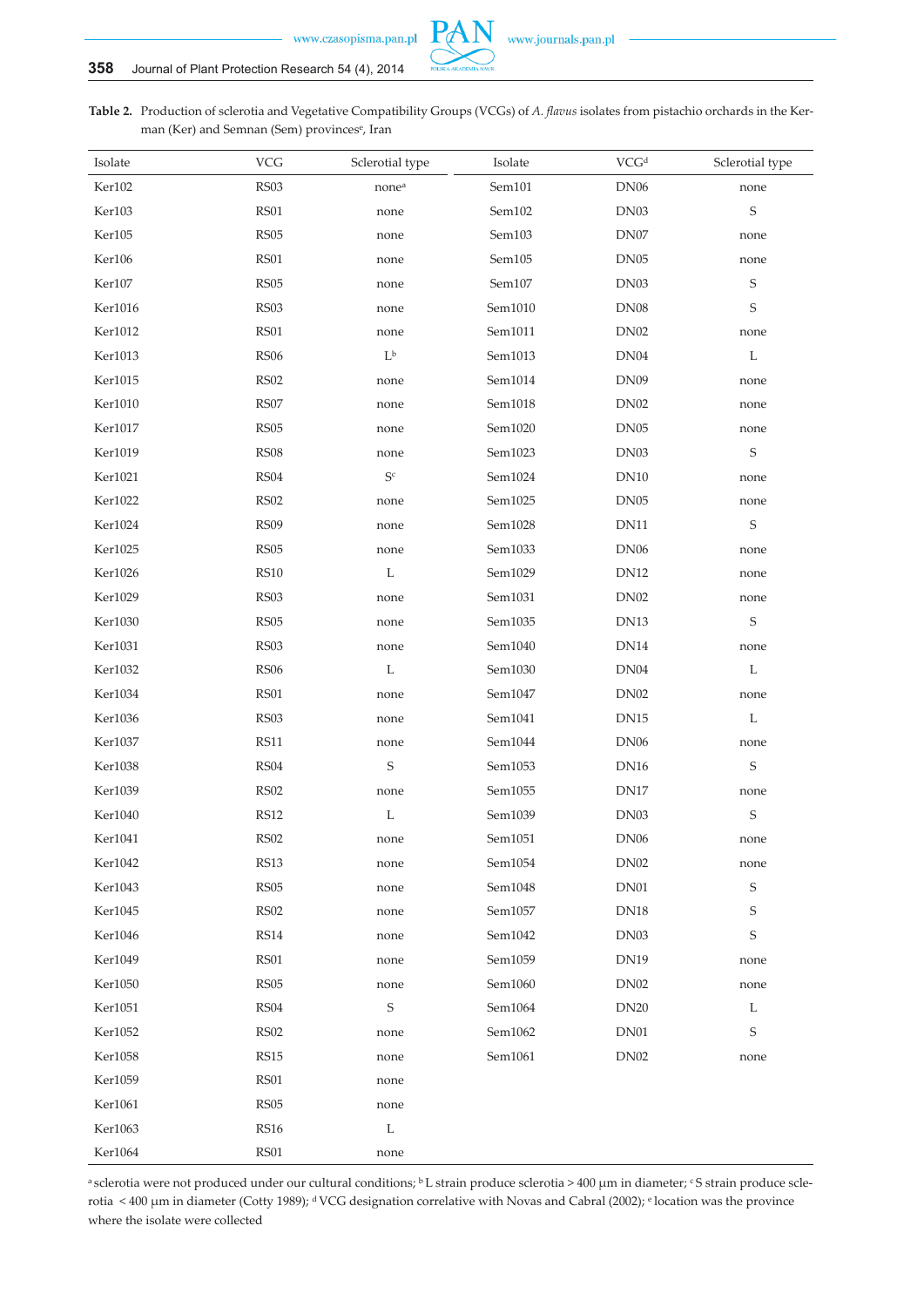**Table 2.** Production of sclerotia and Vegetative Compatibility Groups (VCGs) of *A. flavus* isolates from pistachio orchards in the Kerman (Ker) and Semnan (Sem) provinces[e], Iran

| Isolate | VCG | Sclerotial type | Isolate | VCG[d] | Sclerotial type |
|---|---|---|---|---|---|
| Ker102 | RS03 | none[a] | Sem101 | DN06 | none |
| Ker103 | RS01 | none | Sem102 | DN03 | S |
| Ker105 | RS05 | none | Sem103 | DN07 | none |
| Ker106 | RS01 | none | Sem105 | DN05 | none |
| Ker107 | RS05 | none | Sem107 | DN03 | S |
| Ker1016 | RS03 | none | Sem1010 | DN08 | S |
| Ker1012 | RS01 | none | Sem1011 | DN02 | none |
| Ker1013 | RS06 | L[b] | Sem1013 | DN04 | L |
| Ker1015 | RS02 | none | Sem1014 | DN09 | none |
| Ker1010 | RS07 | none | Sem1018 | DN02 | none |
| Ker1017 | RS05 | none | Sem1020 | DN05 | none |
| Ker1019 | RS08 | none | Sem1023 | DN03 | S |
| Ker1021 | RS04 | S[c] | Sem1024 | DN10 | none |
| Ker1022 | RS02 | none | Sem1025 | DN05 | none |
| Ker1024 | RS09 | none | Sem1028 | DN11 | S |
| Ker1025 | RS05 | none | Sem1033 | DN06 | none |
| Ker1026 | RS10 | L | Sem1029 | DN12 | none |
| Ker1029 | RS03 | none | Sem1031 | DN02 | none |
| Ker1030 | RS05 | none | Sem1035 | DN13 | S |
| Ker1031 | RS03 | none | Sem1040 | DN14 | none |
| Ker1032 | RS06 | L | Sem1030 | DN04 | L |
| Ker1034 | RS01 | none | Sem1047 | DN02 | none |
| Ker1036 | RS03 | none | Sem1041 | DN15 | L |
| Ker1037 | RS11 | none | Sem1044 | DN06 | none |
| Ker1038 | RS04 | S | Sem1053 | DN16 | S |
| Ker1039 | RS02 | none | Sem1055 | DN17 | none |
| Ker1040 | RS12 | L | Sem1039 | DN03 | S |
| Ker1041 | RS02 | none | Sem1051 | DN06 | none |
| Ker1042 | RS13 | none | Sem1054 | DN02 | none |
| Ker1043 | RS05 | none | Sem1048 | DN01 | S |
| Ker1045 | RS02 | none | Sem1057 | DN18 | S |
| Ker1046 | RS14 | none | Sem1042 | DN03 | S |
| Ker1049 | RS01 | none | Sem1059 | DN19 | none |
| Ker1050 | RS05 | none | Sem1060 | DN02 | none |
| Ker1051 | RS04 | S | Sem1064 | DN20 | L |
| Ker1052 | RS02 | none | Sem1062 | DN01 | S |
| Ker1058 | RS15 | none | Sem1061 | DN02 | none |
| Ker1059 | RS01 | none | | | |
| Ker1061 | RS05 | none | | | |
| Ker1063 | RS16 | L | | | |
| Ker1064 | RS01 | none | | | |

[a] sclerotia were not produced under our cultural conditions; [b] L strain produce sclerotia > 400 µm in diameter; [c] S strain produce sclerotia < 400 µm in diameter (Cotty 1989); [d] VCG designation correlative with Novas and Cabral (2002); [e] location was the province where the isolate were collected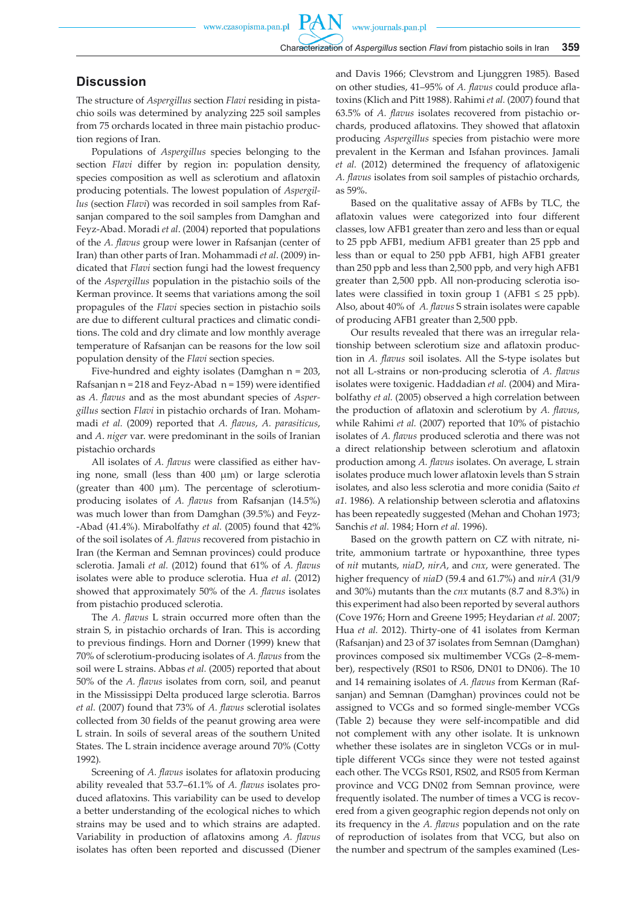## Discussion

The structure of *Aspergillus* section *Flavi* residing in pistachio soils was determined by analyzing 225 soil samples from 75 orchards located in three main pistachio production regions of Iran.

Populations of *Aspergillus* species belonging to the section *Flavi* differ by region in: population density, species composition as well as sclerotium and aflatoxin producing potentials. The lowest population of *Aspergillus* (section *Flavi*) was recorded in soil samples from Rafsanjan compared to the soil samples from Damghan and Feyz-Abad. Moradi *et al*. (2004) reported that populations of the *A. flavus* group were lower in Rafsanjan (center of Iran) than other parts of Iran. Mohammadi *et al*. (2009) indicated that *Flavi* section fungi had the lowest frequency of the *Aspergillus* population in the pistachio soils of the Kerman province. It seems that variations among the soil propagules of the *Flavi* species section in pistachio soils are due to different cultural practices and climatic conditions. The cold and dry climate and low monthly average temperature of Rafsanjan can be reasons for the low soil population density of the *Flavi* section species.

Five-hundred and eighty isolates (Damghan n = 203, Rafsanjan n = 218 and Feyz-Abad n = 159) were identified as *A. flavus* and as the most abundant species of *Aspergillus* section *Flavi* in pistachio orchards of Iran. Mohammadi *et al.* (2009) reported that *A. flavus*, *A. parasiticus*, and *A. niger* var. were predominant in the soils of Iranian pistachio orchards

All isolates of *A. flavus* were classified as either having none, small (less than 400 μm) or large sclerotia (greater than 400 μm). The percentage of sclerotium-producing isolates of *A. flavus* from Rafsanjan (14.5%) was much lower than from Damghan (39.5%) and Feyz--Abad (41.4%). Mirabolfathy *et al.* (2005) found that 42% of the soil isolates of *A. flavus* recovered from pistachio in Iran (the Kerman and Semnan provinces) could produce sclerotia. Jamali *et al.* (2012) found that 61% of *A. flavus* isolates were able to produce sclerotia. Hua *et al*. (2012) showed that approximately 50% of the *A. flavus* isolates from pistachio produced sclerotia.

The *A. flavus* L strain occurred more often than the strain S, in pistachio orchards of Iran. This is according to previous findings. Horn and Dorner (1999) knew that 70% of sclerotium-producing isolates of *A. flavus* from the soil were L strains. Abbas *et al.* (2005) reported that about 50% of the *A. flavus* isolates from corn, soil, and peanut in the Mississippi Delta produced large sclerotia. Barros *et al.* (2007) found that 73% of *A. flavus* sclerotial isolates collected from 30 fields of the peanut growing area were L strain. In soils of several areas of the southern United States. The L strain incidence average around 70% (Cotty 1992).

Screening of *A. flavus* isolates for aflatoxin producing ability revealed that 53.7–61.1% of *A. flavus* isolates produced aflatoxins. This variability can be used to develop a better understanding of the ecological niches to which strains may be used and to which strains are adapted. Variability in production of aflatoxins among *A. flavus* isolates has often been reported and discussed (Diener and Davis 1966; Clevstrom and Ljunggren 1985). Based on other studies, 41–95% of *A. flavus* could produce aflatoxins (Klich and Pitt 1988). Rahimi *et al.* (2007) found that 63.5% of *A. flavus* isolates recovered from pistachio orchards, produced aflatoxins. They showed that aflatoxin producing *Aspergillus* species from pistachio were more prevalent in the Kerman and Isfahan provinces. Jamali *et al.* (2012) determined the frequency of aflatoxigenic *A. flavus* isolates from soil samples of pistachio orchards, as 59%.

Based on the qualitative assay of AFBs by TLC, the aflatoxin values were categorized into four different classes, low AFB1 greater than zero and less than or equal to 25 ppb AFB1, medium AFB1 greater than 25 ppb and less than or equal to 250 ppb AFB1, high AFB1 greater than 250 ppb and less than 2,500 ppb, and very high AFB1 greater than 2,500 ppb. All non-producing sclerotia isolates were classified in toxin group 1 (AFB1 ≤ 25 ppb). Also, about 40% of *A. flavus* S strain isolates were capable of producing AFB1 greater than 2,500 ppb.

Our results revealed that there was an irregular relationship between sclerotium size and aflatoxin production in *A. flavus* soil isolates. All the S-type isolates but not all L-strains or non-producing sclerotia of *A. flavus* isolates were toxigenic. Haddadian *et al.* (2004) and Mirabolfathy *et al.* (2005) observed a high correlation between the production of aflatoxin and sclerotium by *A. flavus*, while Rahimi *et al.* (2007) reported that 10% of pistachio isolates of *A. flavus* produced sclerotia and there was not a direct relationship between sclerotium and aflatoxin production among *A. flavus* isolates. On average, L strain isolates produce much lower aflatoxin levels than S strain isolates, and also less sclerotia and more conidia (Saito *et a1.* 1986). A relationship between sclerotia and aflatoxins has been repeatedly suggested (Mehan and Chohan 1973; Sanchis *et al.* 1984; Horn *et al.* 1996).

Based on the growth pattern on CZ with nitrate, nitrite, ammonium tartrate or hypoxanthine, three types of *nit* mutants, *niaD*, *nirA*, and *cnx*, were generated. The higher frequency of *niaD* (59.4 and 61.7%) and *nirA* (31/9 and 30%) mutants than the *cnx* mutants (8.7 and 8.3%) in this experiment had also been reported by several authors (Cove 1976; Horn and Greene 1995; Heydarian *et al.* 2007; Hua *et al.* 2012). Thirty-one of 41 isolates from Kerman (Rafsanjan) and 23 of 37 isolates from Semnan (Damghan) provinces composed six multimember VCGs (2–8-member), respectively (RS01 to RS06, DN01 to DN06). The 10 and 14 remaining isolates of *A. flavus* from Kerman (Rafsanjan) and Semnan (Damghan) provinces could not be assigned to VCGs and so formed single-member VCGs (Table 2) because they were self-incompatible and did not complement with any other isolate. It is unknown whether these isolates are in singleton VCGs or in multiple different VCGs since they were not tested against each other. The VCGs RS01, RS02, and RS05 from Kerman province and VCG DN02 from Semnan province, were frequently isolated. The number of times a VCG is recovered from a given geographic region depends not only on its frequency in the *A. flavus* population and on the rate of reproduction of isolates from that VCG, but also on the number and spectrum of the samples examined (Les-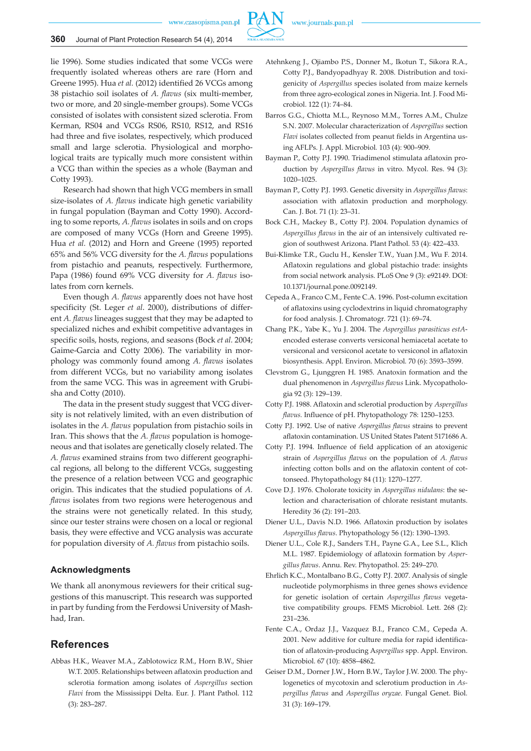lie 1996). Some studies indicated that some VCGs were frequently isolated whereas others are rare (Horn and Greene 1995). Hua *et al.* (2012) identified 26 VCGs among 38 pistachio soil isolates of *A. flavus* (six multi-member, two or more, and 20 single-member groups). Some VCGs consisted of isolates with consistent sized sclerotia. From Kerman, RS04 and VCGs RS06, RS10, RS12, and RS16 had three and five isolates, respectively, which produced small and large sclerotia. Physiological and morphological traits are typically much more consistent within a VCG than within the species as a whole (Bayman and Cotty 1993).

Research had shown that high VCG members in small size-isolates of *A. flavus* indicate high genetic variability in fungal population (Bayman and Cotty 1990). According to some reports, *A. flavus* isolates in soils and on crops are composed of many VCGs (Horn and Greene 1995). Hua *et al.* (2012) and Horn and Greene (1995) reported 65% and 56% VCG diversity for the *A. flavus* populations from pistachio and peanuts, respectively. Furthermore, Papa (1986) found 69% VCG diversity for *A. flavus* isolates from corn kernels.

Even though *A. flavus* apparently does not have host specificity (St. Leger *et al*. 2000), distributions of different *A. flavus* lineages suggest that they may be adapted to specialized niches and exhibit competitive advantages in specific soils, hosts, regions, and seasons (Bock *et al*. 2004; Gaime-Garcia and Cotty 2006). The variability in morphology was commonly found among *A. flavus* isolates from different VCGs, but no variability among isolates from the same VCG. This was in agreement with Grubisha and Cotty (2010).

The data in the present study suggest that VCG diversity is not relatively limited, with an even distribution of isolates in the *A. flavus* population from pistachio soils in Iran. This shows that the *A. flavus* population is homogeneous and that isolates are genetically closely related. The *A. flavus* examined strains from two different geographical regions, all belong to the different VCGs, suggesting the presence of a relation between VCG and geographic origin. This indicates that the studied populations of *A. flavus* isolates from two regions were heterogenous and the strains were not genetically related. In this study, since our tester strains were chosen on a local or regional basis, they were effective and VCG analysis was accurate for population diversity of *A. flavus* from pistachio soils.

## Acknowledgments

We thank all anonymous reviewers for their critical suggestions of this manuscript. This research was supported in part by funding from the Ferdowsi University of Mashhad, Iran.

## References

Abbas H.K., Weaver M.A., Zablotowicz R.M., Horn B.W., Shier W.T. 2005. Relationships between aflatoxin production and sclerotia formation among isolates of *Aspergillus* section *Flavi* from the Mississippi Delta. Eur. J. Plant Pathol. 112 (3): 283–287.

Atehnkeng J., Ojiambo P.S., Donner M., Ikotun T., Sikora R.A., Cotty P.J., Bandyopadhyay R. 2008. Distribution and toxigenicity of *Aspergillus* species isolated from maize kernels from three agro-ecological zones in Nigeria. Int. J. Food Microbiol. 122 (1): 74–84.

Barros G.G., Chiotta M.L., Reynoso M.M., Torres A.M., Chulze S.N. 2007. Molecular characterization of *Aspergillus* section *Flavi* isolates collected from peanut fields in Argentina using AFLPs. J. Appl. Microbiol. 103 (4): 900–909.

Bayman P., Cotty P.J. 1990. Triadimenol stimulata aflatoxin production by *Aspergillus flavus* in vitro. Mycol. Res. 94 (3): 1020–1025.

Bayman P., Cotty P.J. 1993. Genetic diversity in *Aspergillus flavus*: association with aflatoxin production and morphology. Can. J. Bot. 71 (1): 23–31.

Bock C.H., Mackey B., Cotty P.J. 2004. Population dynamics of *Aspergillus flavus* in the air of an intensively cultivated region of southwest Arizona. Plant Pathol. 53 (4): 422–433.

Bui-Klimke T.R., Guclu H., Kensler T.W., Yuan J.M., Wu F. 2014. Aflatoxin regulations and global pistachio trade: insights from social network analysis. PLoS One 9 (3): e92149. DOI: 10.1371/journal.pone.0092149.

Cepeda A., Franco C.M., Fente C.A. 1996. Post-column excitation of aflatoxins using cyclodextrins in liquid chromatography for food analysis. J. Chromatogr. 721 (1): 69–74.

Chang P.K., Yabe K., Yu J. 2004. The *Aspergillus parasiticus estA*-encoded esterase converts versiconal hemiacetal acetate to versiconal and versiconol acetate to versiconol in aflatoxin biosynthesis. Appl. Environ. Microbiol. 70 (6): 3593–3599.

Clevstrom G., Ljunggren H. 1985. Anatoxin formation and the dual phenomenon in *Aspergillus flavus* Link. Mycopathologia 92 (3): 129–139.

Cotty P.J. 1988. Aflatoxin and sclerotial production by *Aspergillus flavus.* Influence of pH. Phytopathology 78: 1250–1253.

Cotty P.J. 1992. Use of native *Aspergillus flavus* strains to prevent aflatoxin contamination. US United States Patent 5171686 A.

Cotty P.J. 1994. Influence of field application of an atoxigenic strain of *Aspergillus flavus* on the population of *A. flavus* infecting cotton bolls and on the aflatoxin content of cottonseed. Phytopathology 84 (11): 1270–1277.

Cove D.J. 1976. Chlorate toxicity in *Aspergillus nidulans*: the selection and characterisation of chlorate resistant mutants. Heredity 36 (2): 191–203.

Diener U.L., Davis N.D. 1966. Aflatoxin production by isolates *Aspergillus flavus*. Phytopathology 56 (12): 1390–1393.

Diener U.L., Cole R.J., Sanders T.H., Payne G.A., Lee S.L., Klich M.L. 1987. Epidemiology of aflatoxin formation by *Aspergillus flavus*. Annu. Rev. Phytopathol. 25: 249–270.

Ehrlich K.C., Montalbano B.G., Cotty P.J. 2007. Analysis of single nucleotide polymorphisms in three genes shows evidence for genetic isolation of certain *Aspergillus flavus* vegetative compatibility groups. FEMS Microbiol. Lett. 268 (2): 231–236.

Fente C.A., Ordaz J.J., Vazquez B.I., Franco C.M., Cepeda A. 2001. New additive for culture media for rapid identification of aflatoxin-producing A*spergillus* spp. Appl. Environ. Microbiol. 67 (10): 4858–4862.

Geiser D.M., Dorner J.W., Horn B.W., Taylor J.W. 2000. The phylogenetics of mycotoxin and sclerotium production in *Aspergillus flavus* and *Aspergillus oryzae*. Fungal Genet. Biol. 31 (3): 169–179.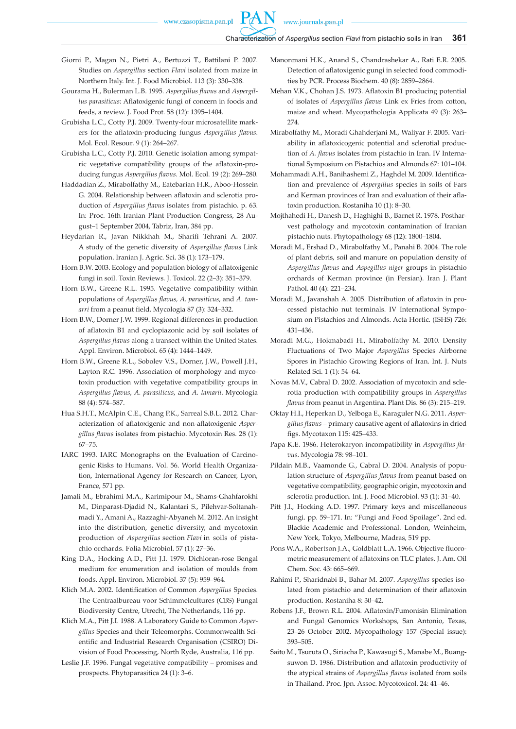Giorni P., Magan N., Pietri A., Bertuzzi T., Battilani P. 2007. Studies on *Aspergillus* section *Flavi* isolated from maize in Northern Italy. Int. J. Food Microbiol. 113 (3): 330–338.

Gourama H., Bulerman L.B. 1995. *Aspergillus flavus* and *Aspergillus parasiticus*: Aflatoxigenic fungi of concern in foods and feeds, a review. J. Food Prot. 58 (12): 1395–1404.

Grubisha L.C., Cotty P.J. 2009. Twenty-four microsatellite markers for the aflatoxin-producing fungus *Aspergillus flavus*. Mol. Ecol. Resour. 9 (1): 264–267.

Grubisha L.C., Cotty P.J. 2010. Genetic isolation among sympatric vegetative compatibility groups of the aflatoxin-producing fungus *Aspergillus flavus*. Mol. Ecol. 19 (2): 269–280.

Haddadian Z., Mirabolfathy M., Eatebarian H.R., Aboo-Hossein G. 2004. Relationship between aflatoxin and sclerotia production of *Aspergillus flavus* isolates from pistachio. p. 63. In: Proc. 16th Iranian Plant Production Congress, 28 August–1 September 2004, Tabriz, Iran, 384 pp.

Heydarian R., Javan Nikkhah M., Sharifi Tehrani A. 2007. A study of the genetic diversity of *Aspergillus flavus* Link population. Iranian J. Agric. Sci. 38 (1): 173–179.

Horn B.W. 2003. Ecology and population biology of aflatoxigenic fungi in soil. Toxin Reviews. J. Toxicol. 22 (2–3): 351–379.

Horn B.W., Greene R.L. 1995. Vegetative compatibility within populations of *Aspergillus flavus, A. parasiticus*, and *A. tamarri* from a peanut field. Mycologia 87 (3): 324–332.

Horn B.W., Dorner J.W. 1999. Regional differences in production of aflatoxin B1 and cyclopiazonic acid by soil isolates of *Aspergillus flavus* along a transect within the United States. Appl. Environ. Microbiol. 65 (4): 1444–1449.

Horn B.W., Greene R.L., Sobolev V.S., Dorner, J.W., Powell J.H., Layton R.C. 1996. Association of morphology and mycotoxin production with vegetative compatibility groups in *Aspergillus flavus*, *A. parasiticus*, and *A. tamarii*. Mycologia 88 (4): 574–587.

Hua S.H.T., McAlpin C.E., Chang P.K., Sarreal S.B.L. 2012. Characterization of aflatoxigenic and non-aflatoxigenic *Aspergillus flavus* isolates from pistachio. Mycotoxin Res. 28 (1): 67–75.

IARC 1993. IARC Monographs on the Evaluation of Carcinogenic Risks to Humans. Vol. 56. World Health Organization, International Agency for Research on Cancer, Lyon, France, 571 pp.

Jamali M., Ebrahimi M.A., Karimipour M., Shams-Ghahfarokhi M., Dinparast-Djadid N., Kalantari S., Pilehvar-Soltanahmadi Y., Amani A., Razzaghi-Abyaneh M. 2012. An insight into the distribution, genetic diversity, and mycotoxin production of *Aspergillus* section *Flavi* in soils of pistachio orchards. Folia Microbiol. 57 (1): 27–36.

King D.A., Hocking A.D., Pitt J.I. 1979. Dichloran-rose Bengal medium for enumeration and isolation of moulds from foods. Appl. Environ. Microbiol. 37 (5): 959–964.

Klich M.A. 2002. Identification of Common *Aspergillus* Species. The Centraalbureau voor Schimmelcultures (CBS) Fungal Biodiversity Centre, Utrecht, The Netherlands, 116 pp.

Klich M.A., Pitt J.I. 1988. A Laboratory Guide to Common *Aspergillus* Species and their Teleomorphs. Commonwealth Scientific and Industrial Research Organisation (CSIRO) Division of Food Processing, North Ryde, Australia, 116 pp.

Leslie J.F. 1996. Fungal vegetative compatibility – promises and prospects. Phytoparasitica 24 (1): 3–6.

Manonmani H.K., Anand S., Chandrashekar A., Rati E.R. 2005. Detection of aflatoxigenic gungi in selected food commodities by PCR. Process Biochem. 40 (8): 2859–2864.

Mehan V.K., Chohan J.S. 1973. Aflatoxin B1 producing potential of isolates of *Aspergillus flavus* Link ex Fries from cotton, maize and wheat. Mycopathologia Applicata 49 (3): 263–274.

Mirabolfathy M., Moradi Ghahderjani M., Waliyar F. 2005. Variability in aflatoxicogenic potential and sclerotial production of *A. flavus* isolates from pistachio in Iran. IV International Symposium on Pistachios and Almonds 67: 101–104.

Mohammadi A.H., Banihashemi Z., Haghdel M. 2009. Identification and prevalence of *Aspergillus* species in soils of Fars and Kerman provinces of Iran and evaluation of their aflatoxin production. Rostaniha 10 (1): 8–30.

Mojthahedi H., Danesh D., Haghighi B., Barnet R. 1978. Postharvest pathology and mycotoxin contamination of Iranian pistachio nuts. Phytopathology 68 (12): 1800–1804.

Moradi M., Ershad D., Mirabolfathy M., Panahi B. 2004. The role of plant debris, soil and manure on population density of *Aspergillus flavus* and *Aspegillus niger* groups in pistachio orchards of Kerman province (in Persian). Iran J. Plant Pathol. 40 (4): 221–234.

Moradi M., Javanshah A. 2005. Distribution of aflatoxin in processed pistachio nut terminals. IV International Symposium on Pistachios and Almonds. Acta Hortic. (ISHS) 726: 431–436.

Moradi M.G., Hokmabadi H., Mirabolfathy M. 2010. Density Fluctuations of Two Major *Aspergillus* Species Airborne Spores in Pistachio Growing Regions of Iran. Int. J. Nuts Related Sci. 1 (1): 54–64.

Novas M.V., Cabral D. 2002. Association of mycotoxin and sclerotia production with compatibility groups in *Aspergillus flavus* from peanut in Argentina. Plant Dis. 86 (3): 215–219.

Oktay H.I., Heperkan D., Yelboga E., Karaguler N.G. 2011. *Aspergillus flavus* – primary causative agent of aflatoxins in dried figs. Mycotaxon 115: 425–433.

Papa K.E. 1986. Heterokaryon incompatibility in *Aspergillus flavus*. Mycologia 78: 98–101.

Pildain M.B., Vaamonde G., Cabral D. 2004. Analysis of population structure of *Aspergillus flavus* from peanut based on vegetative compatibility, geographic origin, mycotoxin and sclerotia production. Int. J. Food Microbiol. 93 (1): 31–40.

Pitt J.I., Hocking A.D. 1997. Primary keys and miscellaneous fungi. pp. 59–171. In: "Fungi and Food Spoilage". 2nd ed. Blackie Academic and Professional. London, Weinheim, New York, Tokyo, Melbourne, Madras, 519 pp.

Pons W.A., Robertson J.A., Goldblatt L.A. 1966. Objective fluorometric measurement of aflatoxins on TLC plates. J. Am. Oil Chem. Soc. 43: 665–669.

Rahimi P., Sharidnabi B., Bahar M. 2007. *Aspergillus* species isolated from pistachio and determination of their aflatoxin production. Rostaniha 8: 30–42.

Robens J.F., Brown R.L. 2004. Aflatoxin/Fumonisin Elimination and Fungal Genomics Workshops, San Antonio, Texas, 23–26 October 2002. Mycopathology 157 (Special issue): 393–505.

Saito M., Tsuruta O., Siriacha P., Kawasugi S., Manabe M., Buangsuwon D. 1986. Distribution and aflatoxin productivity of the atypical strains of *Aspergillus flavus* isolated from soils in Thailand. Proc. Jpn. Assoc. Mycotoxicol. 24: 41–46.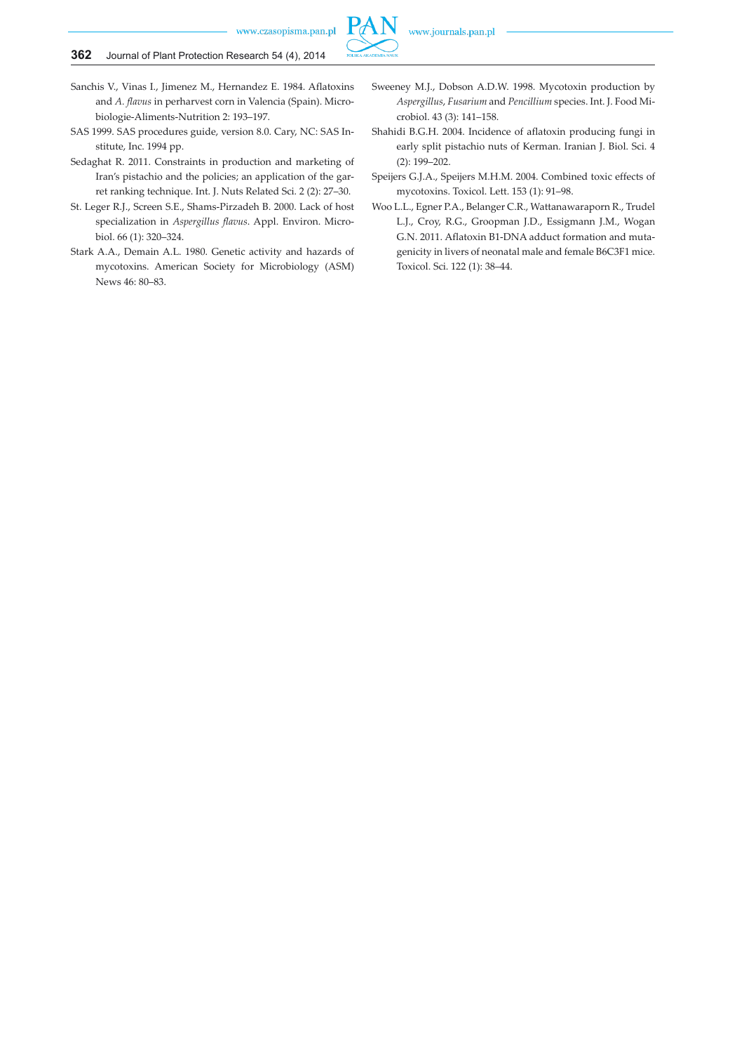Sanchis V., Vinas I., Jimenez M., Hernandez E. 1984. Aflatoxins and *A. flavus* in perharvest corn in Valencia (Spain). Microbiologie-Aliments-Nutrition 2: 193–197.

SAS 1999. SAS procedures guide, version 8.0. Cary, NC: SAS Institute, Inc. 1994 pp.

Sedaghat R. 2011. Constraints in production and marketing of Iran's pistachio and the policies; an application of the garret ranking technique. Int. J. Nuts Related Sci. 2 (2): 27–30.

St. Leger R.J., Screen S.E., Shams-Pirzadeh B. 2000. Lack of host specialization in *Aspergillus flavus*. Appl. Environ. Microbiol. 66 (1): 320–324.

Stark A.A., Demain A.L. 1980. Genetic activity and hazards of mycotoxins. American Society for Microbiology (ASM) News 46: 80–83.

Sweeney M.J., Dobson A.D.W. 1998. Mycotoxin production by *Aspergillus*, *Fusarium* and *Pencillium* species. Int. J. Food Microbiol. 43 (3): 141–158.

Shahidi B.G.H. 2004. Incidence of aflatoxin producing fungi in early split pistachio nuts of Kerman. Iranian J. Biol. Sci. 4 (2): 199–202.

Speijers G.J.A., Speijers M.H.M. 2004. Combined toxic effects of mycotoxins. Toxicol. Lett. 153 (1): 91–98.

Woo L.L., Egner P.A., Belanger C.R., Wattanawaraporn R., Trudel L.J., Croy, R.G., Groopman J.D., Essigmann J.M., Wogan G.N. 2011. Aflatoxin B1-DNA adduct formation and mutagenicity in livers of neonatal male and female B6C3F1 mice. Toxicol. Sci. 122 (1): 38–44.